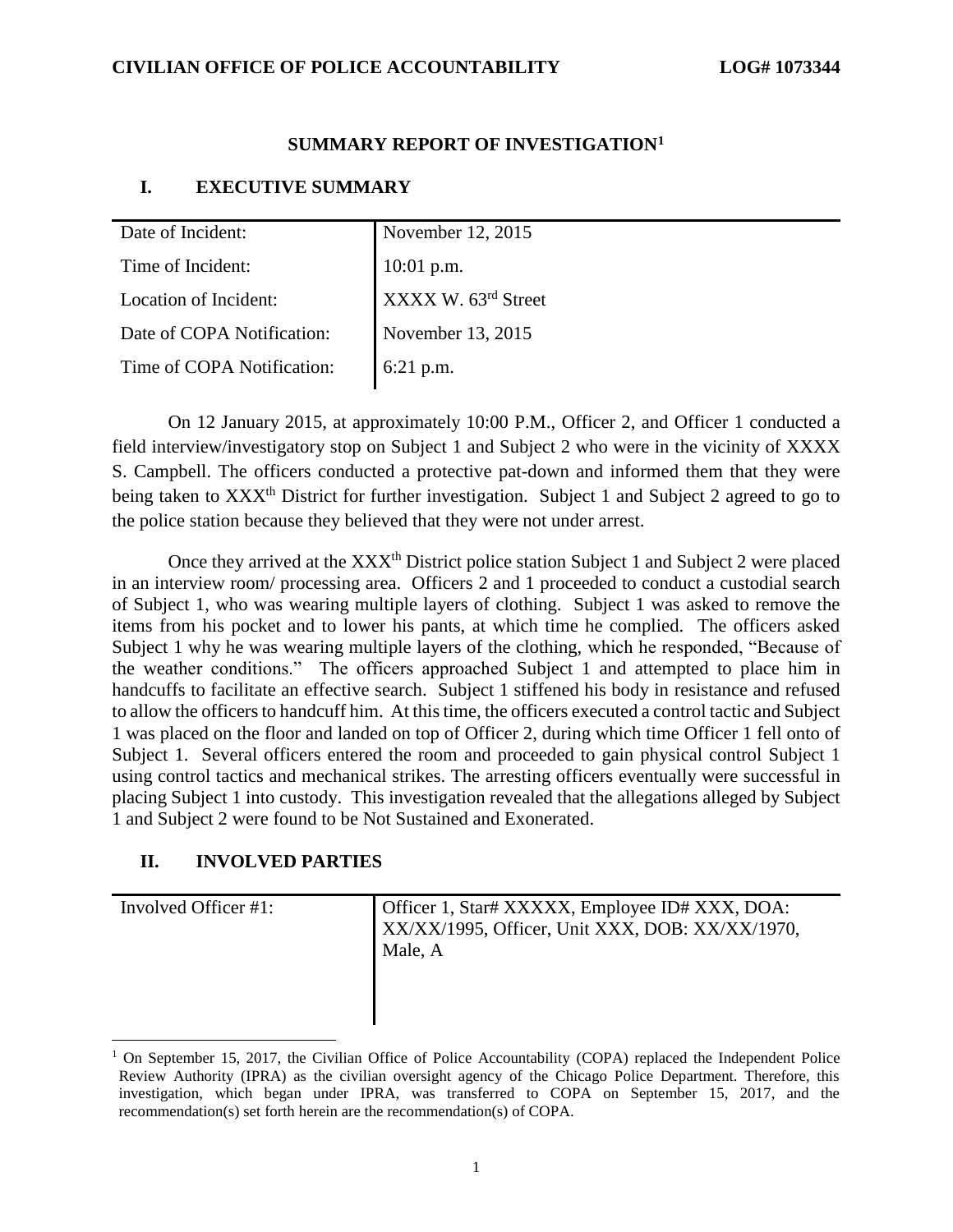**CIVILIAN OFFICE OF POLICE ACCOUNTABILITY** **LOG# 1073344**

# SUMMARY REPORT OF INVESTIGATION[1]

## I. EXECUTIVE SUMMARY

| | |
|---|---|
| Date of Incident: | November 12, 2015 |
| Time of Incident: | 10:01 p.m. |
| Location of Incident: | XXXX W. 63rd Street |
| Date of COPA Notification: | November 13, 2015 |
| Time of COPA Notification: | 6:21 p.m. |

On 12 January 2015, at approximately 10:00 P.M., Officer 2, and Officer 1 conducted a field interview/investigatory stop on Subject 1 and Subject 2 who were in the vicinity of XXXX S. Campbell. The officers conducted a protective pat-down and informed them that they were being taken to XXXth District for further investigation. Subject 1 and Subject 2 agreed to go to the police station because they believed that they were not under arrest.

Once they arrived at the XXXth District police station Subject 1 and Subject 2 were placed in an interview room/ processing area. Officers 2 and 1 proceeded to conduct a custodial search of Subject 1, who was wearing multiple layers of clothing. Subject 1 was asked to remove the items from his pocket and to lower his pants, at which time he complied. The officers asked Subject 1 why he was wearing multiple layers of the clothing, which he responded, "Because of the weather conditions." The officers approached Subject 1 and attempted to place him in handcuffs to facilitate an effective search. Subject 1 stiffened his body in resistance and refused to allow the officers to handcuff him. At this time, the officers executed a control tactic and Subject 1 was placed on the floor and landed on top of Officer 2, during which time Officer 1 fell onto of Subject 1. Several officers entered the room and proceeded to gain physical control Subject 1 using control tactics and mechanical strikes. The arresting officers eventually were successful in placing Subject 1 into custody. This investigation revealed that the allegations alleged by Subject 1 and Subject 2 were found to be Not Sustained and Exonerated.

## II. INVOLVED PARTIES

| | |
|---|---|
| Involved Officer #1: | Officer 1, Star# XXXXX, Employee ID# XXX, DOA: XX/XX/1995, Officer, Unit XXX, DOB: XX/XX/1970, Male, A |

[1] On September 15, 2017, the Civilian Office of Police Accountability (COPA) replaced the Independent Police Review Authority (IPRA) as the civilian oversight agency of the Chicago Police Department. Therefore, this investigation, which began under IPRA, was transferred to COPA on September 15, 2017, and the recommendation(s) set forth herein are the recommendation(s) of COPA.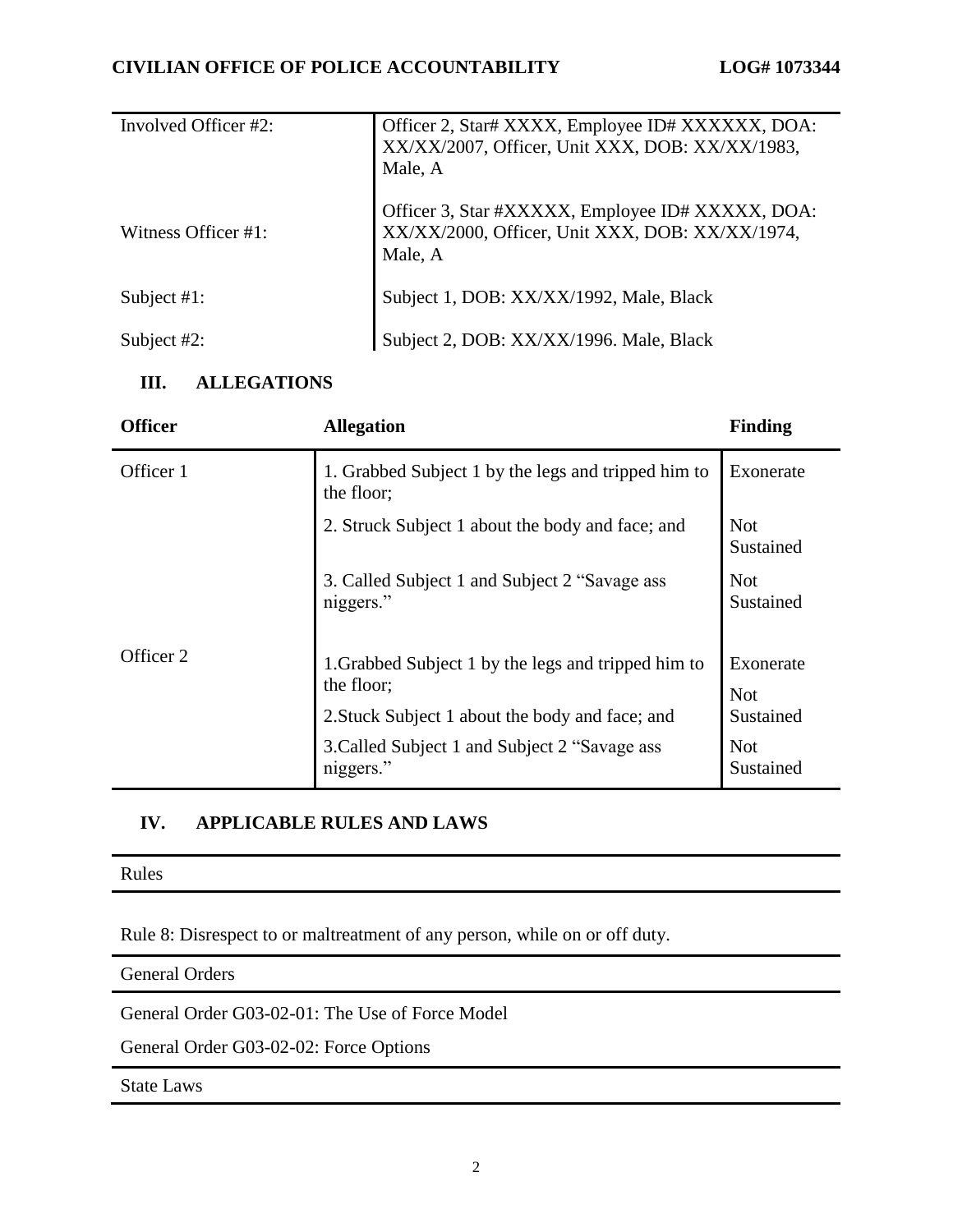| | |
|---|---|
| Involved Officer #2: | Officer 2, Star# XXXX, Employee ID# XXXXXX, DOA: XX/XX/2007, Officer, Unit XXX, DOB: XX/XX/1983, Male, A |
| Witness Officer #1: | Officer 3, Star #XXXXX, Employee ID# XXXXX, DOA: XX/XX/2000, Officer, Unit XXX, DOB: XX/XX/1974, Male, A |
| Subject #1: | Subject 1, DOB: XX/XX/1992, Male, Black |
| Subject #2: | Subject 2, DOB: XX/XX/1996. Male, Black |

## III. ALLEGATIONS

| Officer | Allegation | Finding |
|---|---|---|
| Officer 1 | 1. Grabbed Subject 1 by the legs and tripped him to the floor; | Exonerate |
| | 2. Struck Subject 1 about the body and face; and | Not Sustained |
| | 3. Called Subject 1 and Subject 2 "Savage ass niggers." | Not Sustained |
| Officer 2 | 1.Grabbed Subject 1 by the legs and tripped him to the floor; | Exonerate |
| | 2.Stuck Subject 1 about the body and face; and | Not Sustained |
| | 3.Called Subject 1 and Subject 2 "Savage ass niggers." | Not Sustained |

## IV. APPLICABLE RULES AND LAWS

**Rules**

Rule 8: Disrespect to or maltreatment of any person, while on or off duty.

**General Orders**

General Order G03-02-01: The Use of Force Model

General Order G03-02-02: Force Options

**State Laws**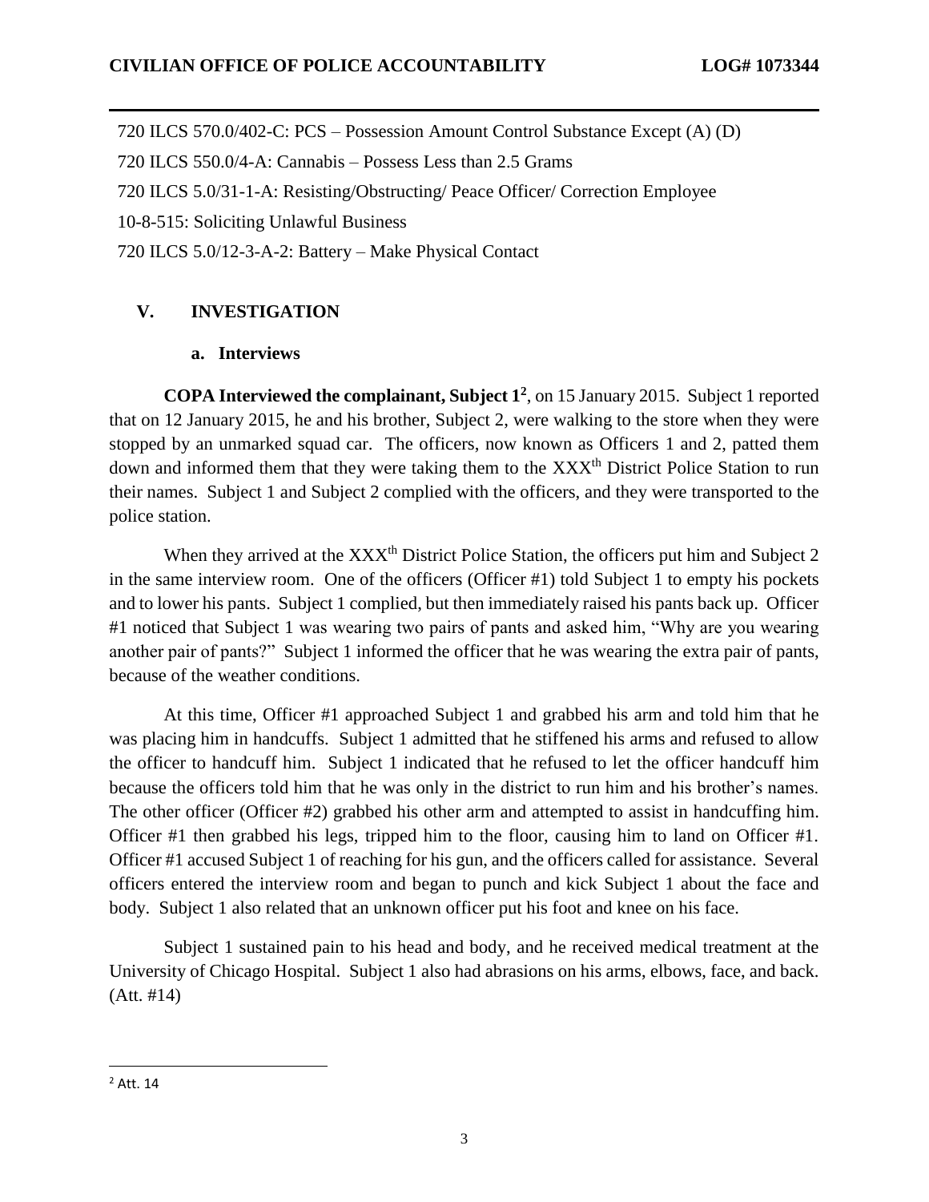720 ILCS 570.0/402-C: PCS – Possession Amount Control Substance Except (A) (D)

720 ILCS 550.0/4-A: Cannabis – Possess Less than 2.5 Grams

720 ILCS 5.0/31-1-A: Resisting/Obstructing/ Peace Officer/ Correction Employee

10-8-515: Soliciting Unlawful Business

720 ILCS 5.0/12-3-A-2: Battery – Make Physical Contact

## V. INVESTIGATION

### a. Interviews

**COPA Interviewed the complainant, Subject 1**[2], on 15 January 2015. Subject 1 reported that on 12 January 2015, he and his brother, Subject 2, were walking to the store when they were stopped by an unmarked squad car. The officers, now known as Officers 1 and 2, patted them down and informed them that they were taking them to the XXX[th] District Police Station to run their names. Subject 1 and Subject 2 complied with the officers, and they were transported to the police station.

When they arrived at the XXX[th] District Police Station, the officers put him and Subject 2 in the same interview room. One of the officers (Officer #1) told Subject 1 to empty his pockets and to lower his pants. Subject 1 complied, but then immediately raised his pants back up. Officer #1 noticed that Subject 1 was wearing two pairs of pants and asked him, "Why are you wearing another pair of pants?" Subject 1 informed the officer that he was wearing the extra pair of pants, because of the weather conditions.

At this time, Officer #1 approached Subject 1 and grabbed his arm and told him that he was placing him in handcuffs. Subject 1 admitted that he stiffened his arms and refused to allow the officer to handcuff him. Subject 1 indicated that he refused to let the officer handcuff him because the officers told him that he was only in the district to run him and his brother's names. The other officer (Officer #2) grabbed his other arm and attempted to assist in handcuffing him. Officer #1 then grabbed his legs, tripped him to the floor, causing him to land on Officer #1. Officer #1 accused Subject 1 of reaching for his gun, and the officers called for assistance. Several officers entered the interview room and began to punch and kick Subject 1 about the face and body. Subject 1 also related that an unknown officer put his foot and knee on his face.

Subject 1 sustained pain to his head and body, and he received medical treatment at the University of Chicago Hospital. Subject 1 also had abrasions on his arms, elbows, face, and back. (Att. #14)

---

[2] Att. 14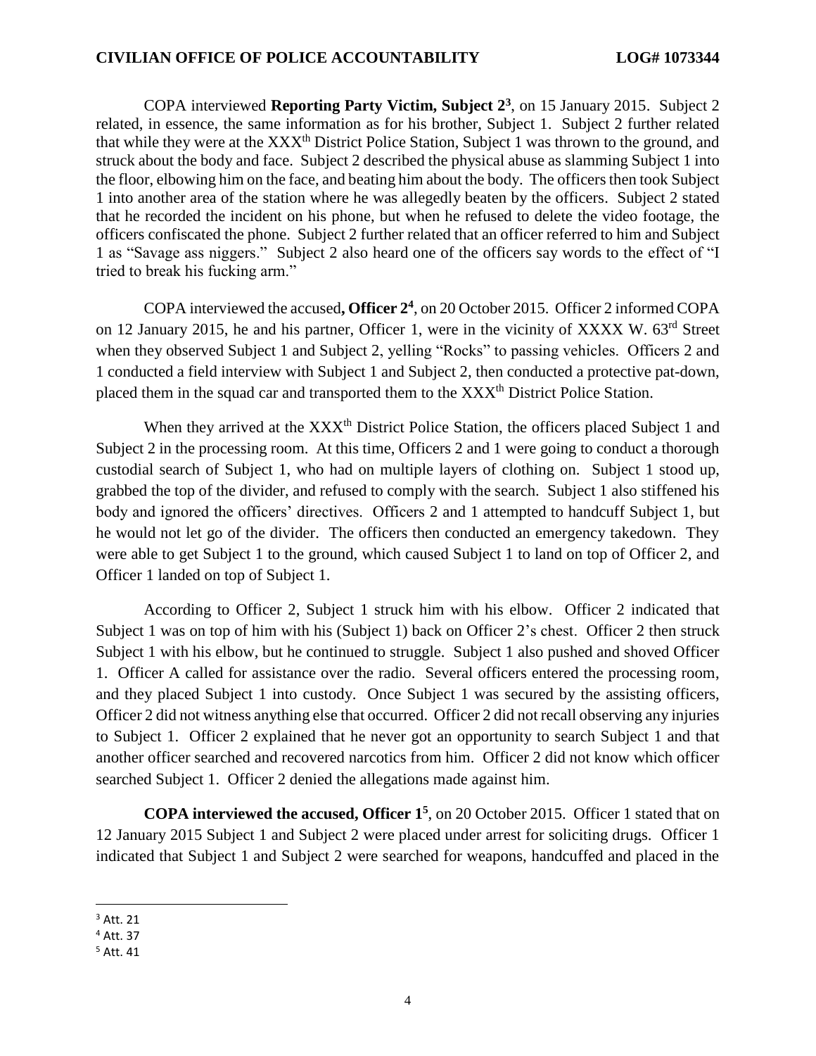COPA interviewed **Reporting Party Victim, Subject 2**[3], on 15 January 2015. Subject 2 related, in essence, the same information as for his brother, Subject 1. Subject 2 further related that while they were at the XXX$^{th}$ District Police Station, Subject 1 was thrown to the ground, and struck about the body and face. Subject 2 described the physical abuse as slamming Subject 1 into the floor, elbowing him on the face, and beating him about the body. The officers then took Subject 1 into another area of the station where he was allegedly beaten by the officers. Subject 2 stated that he recorded the incident on his phone, but when he refused to delete the video footage, the officers confiscated the phone. Subject 2 further related that an officer referred to him and Subject 1 as "Savage ass niggers." Subject 2 also heard one of the officers say words to the effect of "I tried to break his fucking arm."

COPA interviewed the accused**, Officer 2**[4], on 20 October 2015. Officer 2 informed COPA on 12 January 2015, he and his partner, Officer 1, were in the vicinity of XXXX W. 63$^{rd}$ Street when they observed Subject 1 and Subject 2, yelling "Rocks" to passing vehicles. Officers 2 and 1 conducted a field interview with Subject 1 and Subject 2, then conducted a protective pat-down, placed them in the squad car and transported them to the XXX$^{th}$ District Police Station.

When they arrived at the XXX$^{th}$ District Police Station, the officers placed Subject 1 and Subject 2 in the processing room. At this time, Officers 2 and 1 were going to conduct a thorough custodial search of Subject 1, who had on multiple layers of clothing on. Subject 1 stood up, grabbed the top of the divider, and refused to comply with the search. Subject 1 also stiffened his body and ignored the officers' directives. Officers 2 and 1 attempted to handcuff Subject 1, but he would not let go of the divider. The officers then conducted an emergency takedown. They were able to get Subject 1 to the ground, which caused Subject 1 to land on top of Officer 2, and Officer 1 landed on top of Subject 1.

According to Officer 2, Subject 1 struck him with his elbow. Officer 2 indicated that Subject 1 was on top of him with his (Subject 1) back on Officer 2's chest. Officer 2 then struck Subject 1 with his elbow, but he continued to struggle. Subject 1 also pushed and shoved Officer 1. Officer A called for assistance over the radio. Several officers entered the processing room, and they placed Subject 1 into custody. Once Subject 1 was secured by the assisting officers, Officer 2 did not witness anything else that occurred. Officer 2 did not recall observing any injuries to Subject 1. Officer 2 explained that he never got an opportunity to search Subject 1 and that another officer searched and recovered narcotics from him. Officer 2 did not know which officer searched Subject 1. Officer 2 denied the allegations made against him.

**COPA interviewed the accused, Officer 1**[5], on 20 October 2015. Officer 1 stated that on 12 January 2015 Subject 1 and Subject 2 were placed under arrest for soliciting drugs. Officer 1 indicated that Subject 1 and Subject 2 were searched for weapons, handcuffed and placed in the

[3] Att. 21
[4] Att. 37
[5] Att. 41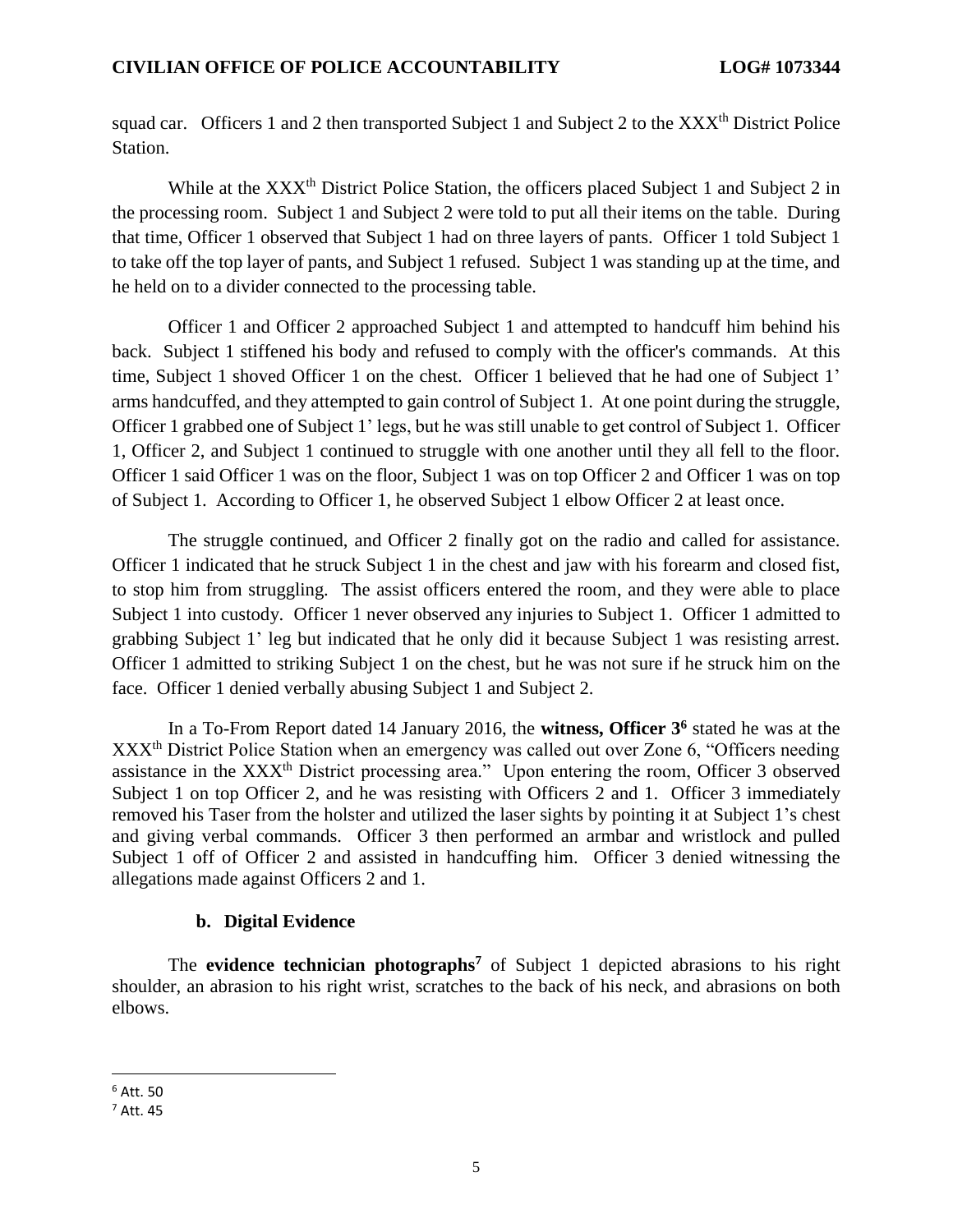squad car. Officers 1 and 2 then transported Subject 1 and Subject 2 to the XXX$^{th}$ District Police Station.

While at the XXX$^{th}$ District Police Station, the officers placed Subject 1 and Subject 2 in the processing room. Subject 1 and Subject 2 were told to put all their items on the table. During that time, Officer 1 observed that Subject 1 had on three layers of pants. Officer 1 told Subject 1 to take off the top layer of pants, and Subject 1 refused. Subject 1 was standing up at the time, and he held on to a divider connected to the processing table.

Officer 1 and Officer 2 approached Subject 1 and attempted to handcuff him behind his back. Subject 1 stiffened his body and refused to comply with the officer's commands. At this time, Subject 1 shoved Officer 1 on the chest. Officer 1 believed that he had one of Subject 1' arms handcuffed, and they attempted to gain control of Subject 1. At one point during the struggle, Officer 1 grabbed one of Subject 1' legs, but he was still unable to get control of Subject 1. Officer 1, Officer 2, and Subject 1 continued to struggle with one another until they all fell to the floor. Officer 1 said Officer 1 was on the floor, Subject 1 was on top Officer 2 and Officer 1 was on top of Subject 1. According to Officer 1, he observed Subject 1 elbow Officer 2 at least once.

The struggle continued, and Officer 2 finally got on the radio and called for assistance. Officer 1 indicated that he struck Subject 1 in the chest and jaw with his forearm and closed fist, to stop him from struggling. The assist officers entered the room, and they were able to place Subject 1 into custody. Officer 1 never observed any injuries to Subject 1. Officer 1 admitted to grabbing Subject 1' leg but indicated that he only did it because Subject 1 was resisting arrest. Officer 1 admitted to striking Subject 1 on the chest, but he was not sure if he struck him on the face. Officer 1 denied verbally abusing Subject 1 and Subject 2.

In a To-From Report dated 14 January 2016, the **witness, Officer 3**[6] stated he was at the XXX$^{th}$ District Police Station when an emergency was called out over Zone 6, "Officers needing assistance in the XXX$^{th}$ District processing area." Upon entering the room, Officer 3 observed Subject 1 on top Officer 2, and he was resisting with Officers 2 and 1. Officer 3 immediately removed his Taser from the holster and utilized the laser sights by pointing it at Subject 1's chest and giving verbal commands. Officer 3 then performed an armbar and wristlock and pulled Subject 1 off of Officer 2 and assisted in handcuffing him. Officer 3 denied witnessing the allegations made against Officers 2 and 1.

### b. Digital Evidence

The **evidence technician photographs**[7] of Subject 1 depicted abrasions to his right shoulder, an abrasion to his right wrist, scratches to the back of his neck, and abrasions on both elbows.

---

[6] Att. 50

[7] Att. 45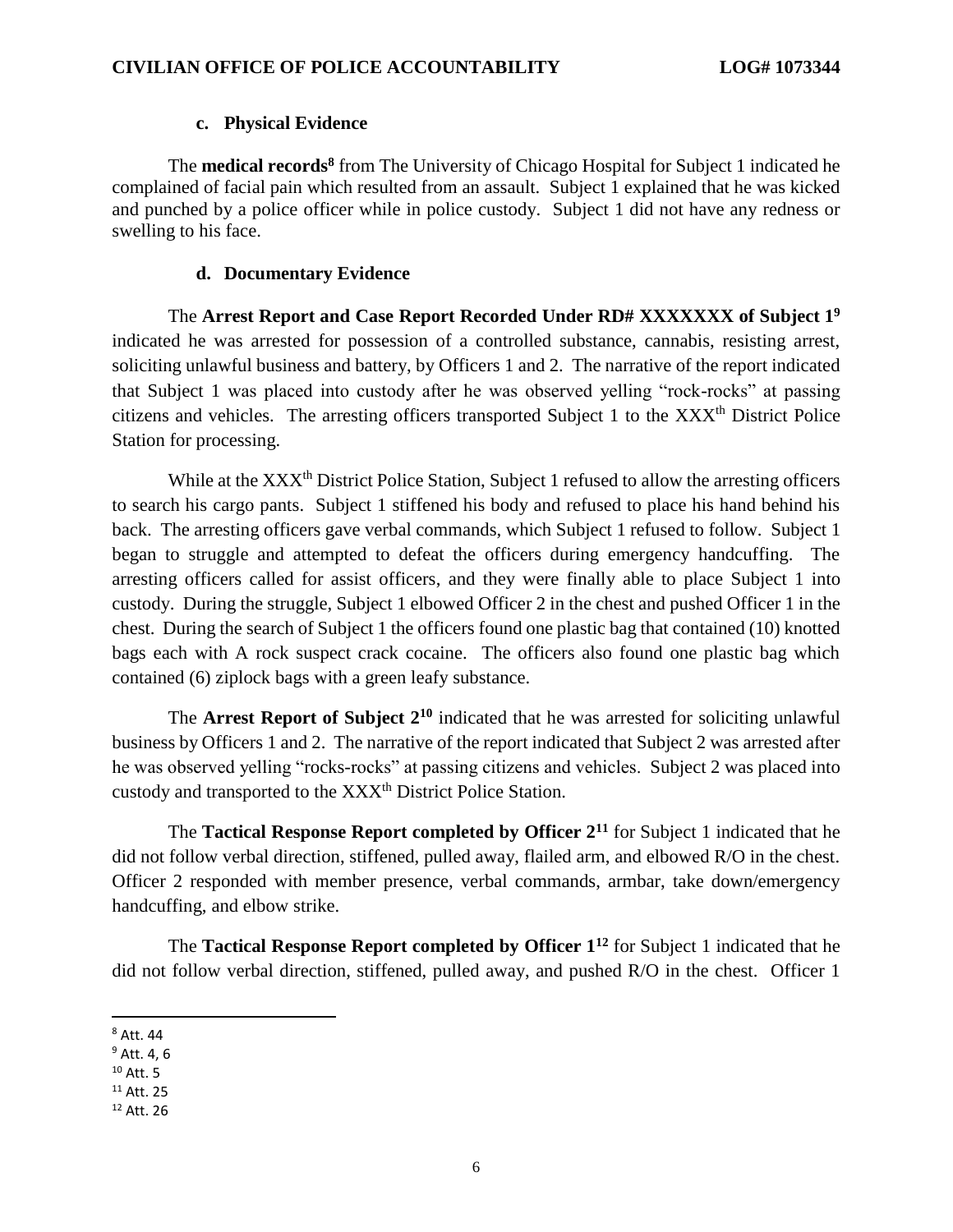### c. Physical Evidence

The **medical records**[8] from The University of Chicago Hospital for Subject 1 indicated he complained of facial pain which resulted from an assault. Subject 1 explained that he was kicked and punched by a police officer while in police custody. Subject 1 did not have any redness or swelling to his face.

### d. Documentary Evidence

The **Arrest Report and Case Report Recorded Under RD# XXXXXXX of Subject 1**[9] indicated he was arrested for possession of a controlled substance, cannabis, resisting arrest, soliciting unlawful business and battery, by Officers 1 and 2. The narrative of the report indicated that Subject 1 was placed into custody after he was observed yelling "rock-rocks" at passing citizens and vehicles. The arresting officers transported Subject 1 to the XXX^th District Police Station for processing.

While at the XXX^th District Police Station, Subject 1 refused to allow the arresting officers to search his cargo pants. Subject 1 stiffened his body and refused to place his hand behind his back. The arresting officers gave verbal commands, which Subject 1 refused to follow. Subject 1 began to struggle and attempted to defeat the officers during emergency handcuffing. The arresting officers called for assist officers, and they were finally able to place Subject 1 into custody. During the struggle, Subject 1 elbowed Officer 2 in the chest and pushed Officer 1 in the chest. During the search of Subject 1 the officers found one plastic bag that contained (10) knotted bags each with A rock suspect crack cocaine. The officers also found one plastic bag which contained (6) ziplock bags with a green leafy substance.

The **Arrest Report of Subject 2**[10] indicated that he was arrested for soliciting unlawful business by Officers 1 and 2. The narrative of the report indicated that Subject 2 was arrested after he was observed yelling "rocks-rocks" at passing citizens and vehicles. Subject 2 was placed into custody and transported to the XXX^th District Police Station.

The **Tactical Response Report completed by Officer 2**[11] for Subject 1 indicated that he did not follow verbal direction, stiffened, pulled away, flailed arm, and elbowed R/O in the chest. Officer 2 responded with member presence, verbal commands, armbar, take down/emergency handcuffing, and elbow strike.

The **Tactical Response Report completed by Officer 1**[12] for Subject 1 indicated that he did not follow verbal direction, stiffened, pulled away, and pushed R/O in the chest. Officer 1

---

[8] Att. 44

[9] Att. 4, 6

[10] Att. 5

[11] Att. 25

[12] Att. 26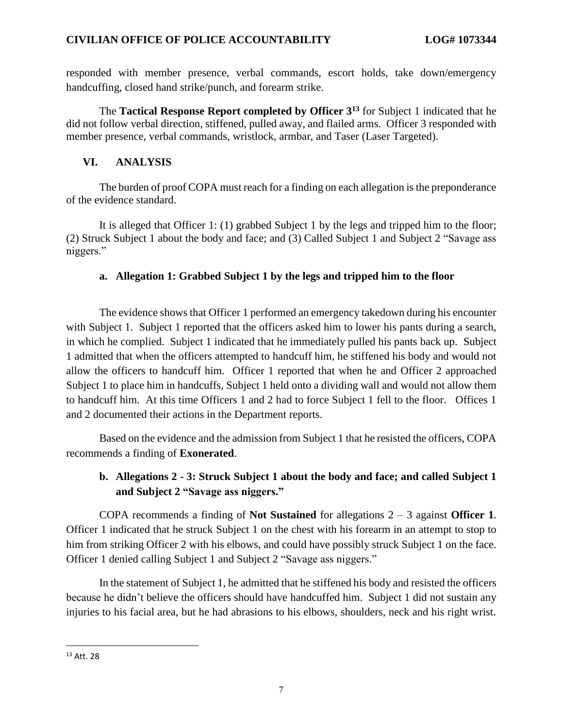responded with member presence, verbal commands, escort holds, take down/emergency handcuffing, closed hand strike/punch, and forearm strike.

The **Tactical Response Report completed by Officer 3**[13] for Subject 1 indicated that he did not follow verbal direction, stiffened, pulled away, and flailed arms. Officer 3 responded with member presence, verbal commands, wristlock, armbar, and Taser (Laser Targeted).

## VI. ANALYSIS

The burden of proof COPA must reach for a finding on each allegation is the preponderance of the evidence standard.

It is alleged that Officer 1: (1) grabbed Subject 1 by the legs and tripped him to the floor; (2) Struck Subject 1 about the body and face; and (3) Called Subject 1 and Subject 2 "Savage ass niggers."

### a. Allegation 1: Grabbed Subject 1 by the legs and tripped him to the floor

The evidence shows that Officer 1 performed an emergency takedown during his encounter with Subject 1. Subject 1 reported that the officers asked him to lower his pants during a search, in which he complied. Subject 1 indicated that he immediately pulled his pants back up. Subject 1 admitted that when the officers attempted to handcuff him, he stiffened his body and would not allow the officers to handcuff him. Officer 1 reported that when he and Officer 2 approached Subject 1 to place him in handcuffs, Subject 1 held onto a dividing wall and would not allow them to handcuff him. At this time Officers 1 and 2 had to force Subject 1 fell to the floor. Offices 1 and 2 documented their actions in the Department reports.

Based on the evidence and the admission from Subject 1 that he resisted the officers, COPA recommends a finding of **Exonerated**.

### b. Allegations 2 - 3: Struck Subject 1 about the body and face; and called Subject 1 and Subject 2 "Savage ass niggers."

COPA recommends a finding of **Not Sustained** for allegations 2 – 3 against **Officer 1**. Officer 1 indicated that he struck Subject 1 on the chest with his forearm in an attempt to stop to him from striking Officer 2 with his elbows, and could have possibly struck Subject 1 on the face. Officer 1 denied calling Subject 1 and Subject 2 "Savage ass niggers."

In the statement of Subject 1, he admitted that he stiffened his body and resisted the officers because he didn't believe the officers should have handcuffed him. Subject 1 did not sustain any injuries to his facial area, but he had abrasions to his elbows, shoulders, neck and his right wrist.

---

[13] Att. 28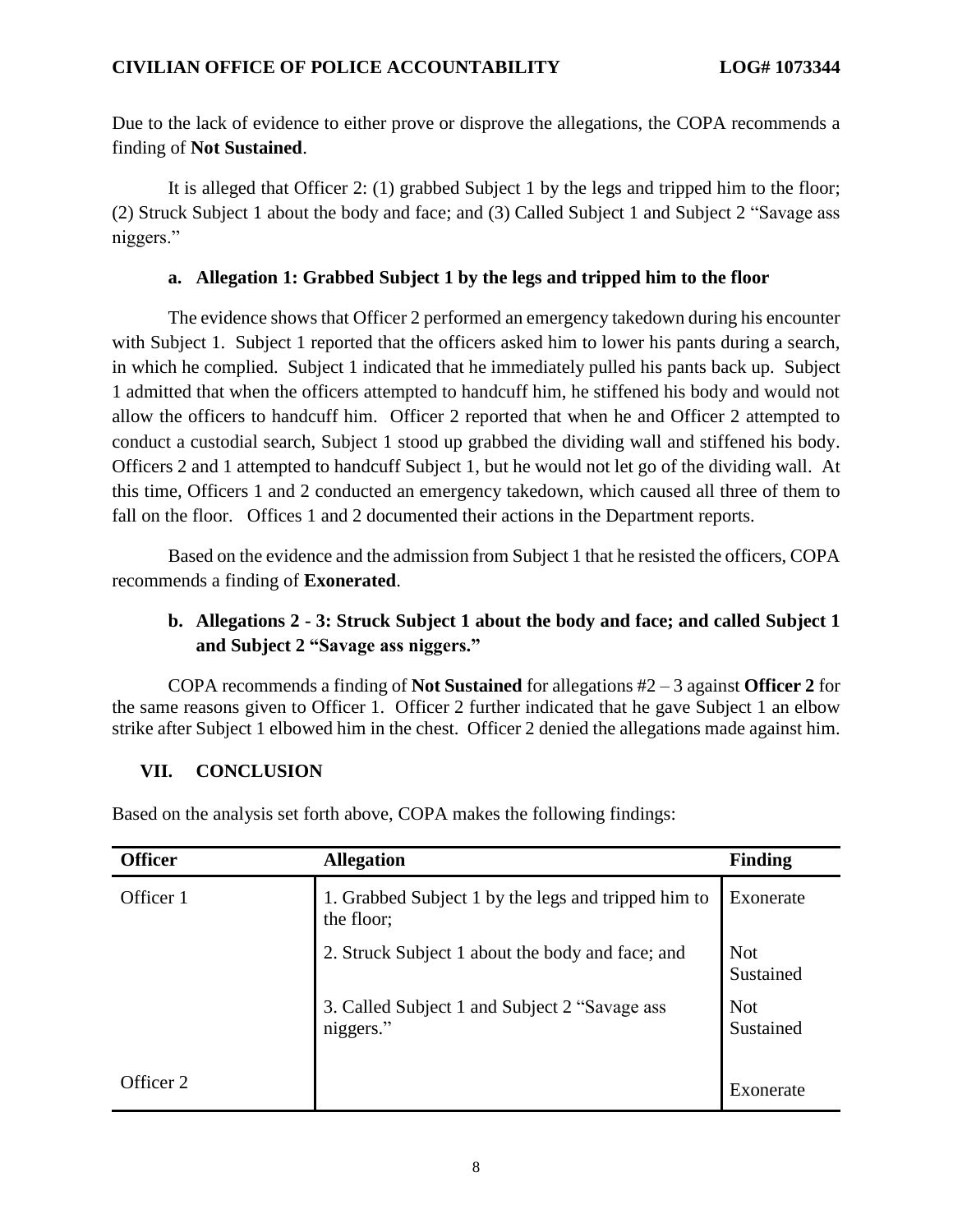Due to the lack of evidence to either prove or disprove the allegations, the COPA recommends a finding of **Not Sustained**.

It is alleged that Officer 2: (1) grabbed Subject 1 by the legs and tripped him to the floor; (2) Struck Subject 1 about the body and face; and (3) Called Subject 1 and Subject 2 "Savage ass niggers."

### a. Allegation 1: Grabbed Subject 1 by the legs and tripped him to the floor

The evidence shows that Officer 2 performed an emergency takedown during his encounter with Subject 1. Subject 1 reported that the officers asked him to lower his pants during a search, in which he complied. Subject 1 indicated that he immediately pulled his pants back up. Subject 1 admitted that when the officers attempted to handcuff him, he stiffened his body and would not allow the officers to handcuff him. Officer 2 reported that when he and Officer 2 attempted to conduct a custodial search, Subject 1 stood up grabbed the dividing wall and stiffened his body. Officers 2 and 1 attempted to handcuff Subject 1, but he would not let go of the dividing wall. At this time, Officers 1 and 2 conducted an emergency takedown, which caused all three of them to fall on the floor. Offices 1 and 2 documented their actions in the Department reports.

Based on the evidence and the admission from Subject 1 that he resisted the officers, COPA recommends a finding of **Exonerated**.

### b. Allegations 2 - 3: Struck Subject 1 about the body and face; and called Subject 1 and Subject 2 "Savage ass niggers."

COPA recommends a finding of **Not Sustained** for allegations #2 – 3 against **Officer 2** for the same reasons given to Officer 1. Officer 2 further indicated that he gave Subject 1 an elbow strike after Subject 1 elbowed him in the chest. Officer 2 denied the allegations made against him.

## VII. CONCLUSION

Based on the analysis set forth above, COPA makes the following findings:

| Officer | Allegation | Finding |
|---|---|---|
| Officer 1 | 1. Grabbed Subject 1 by the legs and tripped him to the floor; | Exonerate |
| | 2. Struck Subject 1 about the body and face; and | Not Sustained |
| | 3. Called Subject 1 and Subject 2 "Savage ass niggers." | Not Sustained |
| Officer 2 | | Exonerate |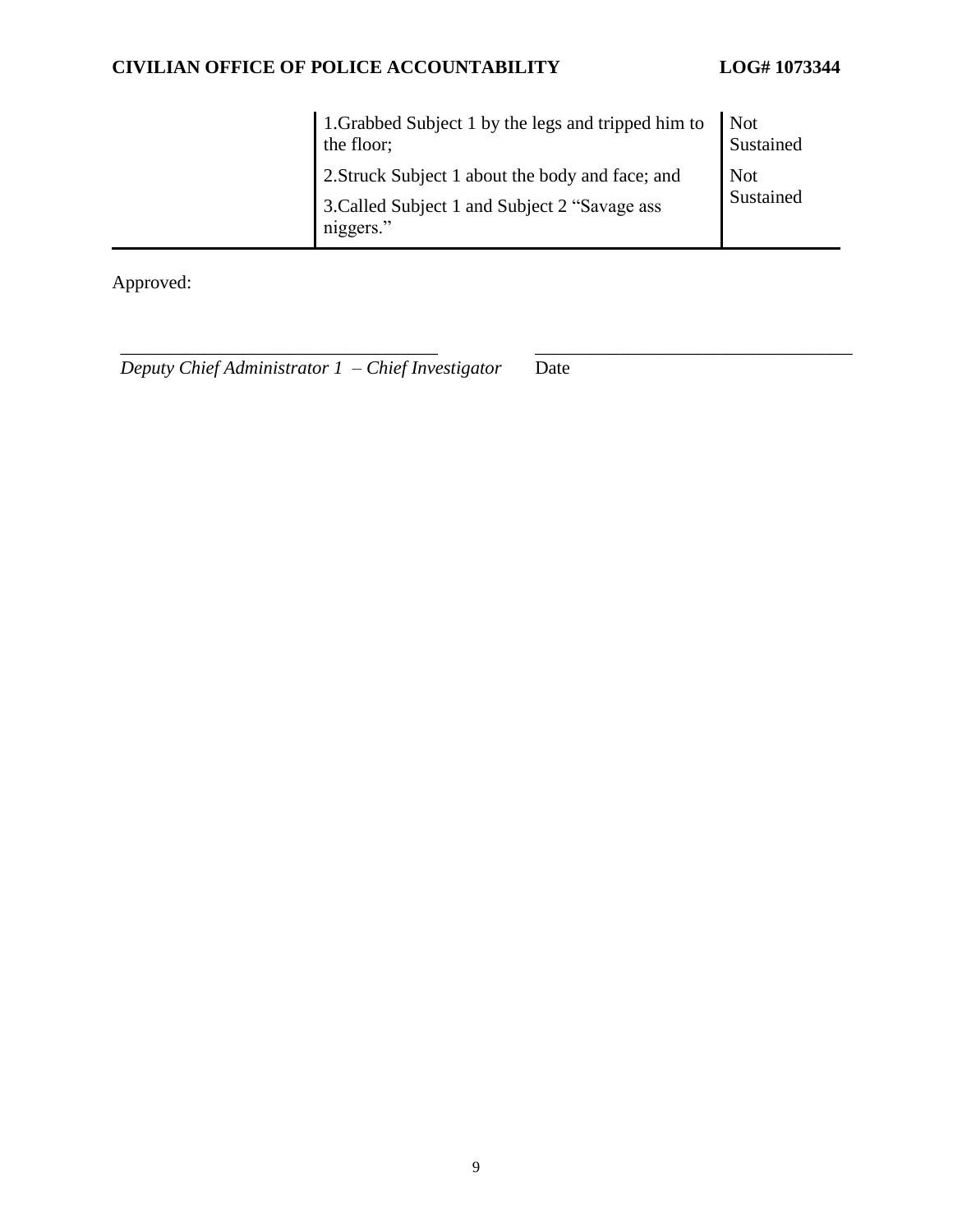| | | |
|---|---|---|
| | 1.Grabbed Subject 1 by the legs and tripped him to the floor; | Not Sustained |
| | 2.Struck Subject 1 about the body and face; and | Not Sustained |
| | 3.Called Subject 1 and Subject 2 "Savage ass niggers." | |

Approved:

__________________________________ __________________________________

*Deputy Chief Administrator 1 – Chief Investigator* Date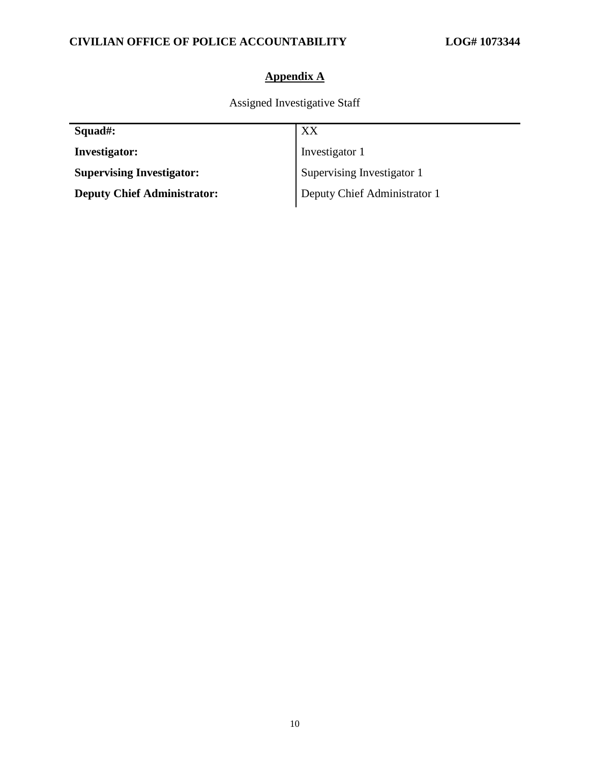## Appendix A

Assigned Investigative Staff

| | |
|---|---|
| **Squad#:** | XX |
| **Investigator:** | Investigator 1 |
| **Supervising Investigator:** | Supervising Investigator 1 |
| **Deputy Chief Administrator:** | Deputy Chief Administrator 1 |